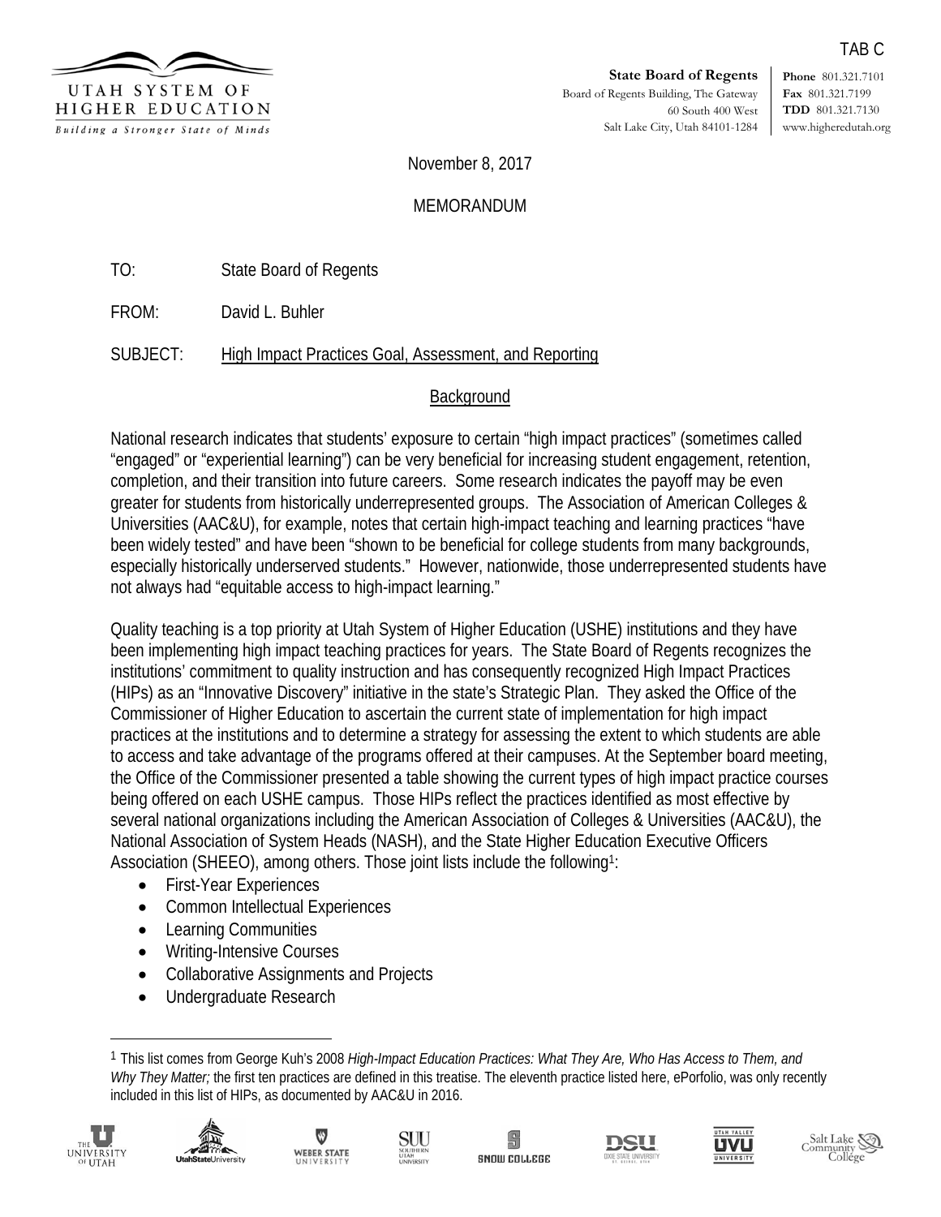TAB C

**State Board of Regents**
Board of Regents Building, The Gateway
60 South 400 West
Salt Lake City, Utah 84101-1284

**Phone** 801.321.7101
**Fax** 801.321.7199
**TDD** 801.321.7130
www.higheredutah.org

November 8, 2017

MEMORANDUM

TO: State Board of Regents

FROM: David L. Buhler

SUBJECT: High Impact Practices Goal, Assessment, and Reporting

## Background

National research indicates that students' exposure to certain "high impact practices" (sometimes called "engaged" or "experiential learning") can be very beneficial for increasing student engagement, retention, completion, and their transition into future careers. Some research indicates the payoff may be even greater for students from historically underrepresented groups. The Association of American Colleges & Universities (AAC&U), for example, notes that certain high-impact teaching and learning practices "have been widely tested" and have been "shown to be beneficial for college students from many backgrounds, especially historically underserved students." However, nationwide, those underrepresented students have not always had "equitable access to high-impact learning."

Quality teaching is a top priority at Utah System of Higher Education (USHE) institutions and they have been implementing high impact teaching practices for years. The State Board of Regents recognizes the institutions' commitment to quality instruction and has consequently recognized High Impact Practices (HIPs) as an "Innovative Discovery" initiative in the state's Strategic Plan. They asked the Office of the Commissioner of Higher Education to ascertain the current state of implementation for high impact practices at the institutions and to determine a strategy for assessing the extent to which students are able to access and take advantage of the programs offered at their campuses. At the September board meeting, the Office of the Commissioner presented a table showing the current types of high impact practice courses being offered on each USHE campus. Those HIPs reflect the practices identified as most effective by several national organizations including the American Association of Colleges & Universities (AAC&U), the National Association of System Heads (NASH), and the State Higher Education Executive Officers Association (SHEEO), among others. Those joint lists include the following[1]:

- First-Year Experiences
- Common Intellectual Experiences
- Learning Communities
- Writing-Intensive Courses
- Collaborative Assignments and Projects
- Undergraduate Research

[1] This list comes from George Kuh's 2008 *High-Impact Education Practices: What They Are, Who Has Access to Them, and Why They Matter;* the first ten practices are defined in this treatise. The eleventh practice listed here, ePorfolio, was only recently included in this list of HIPs, as documented by AAC&U in 2016.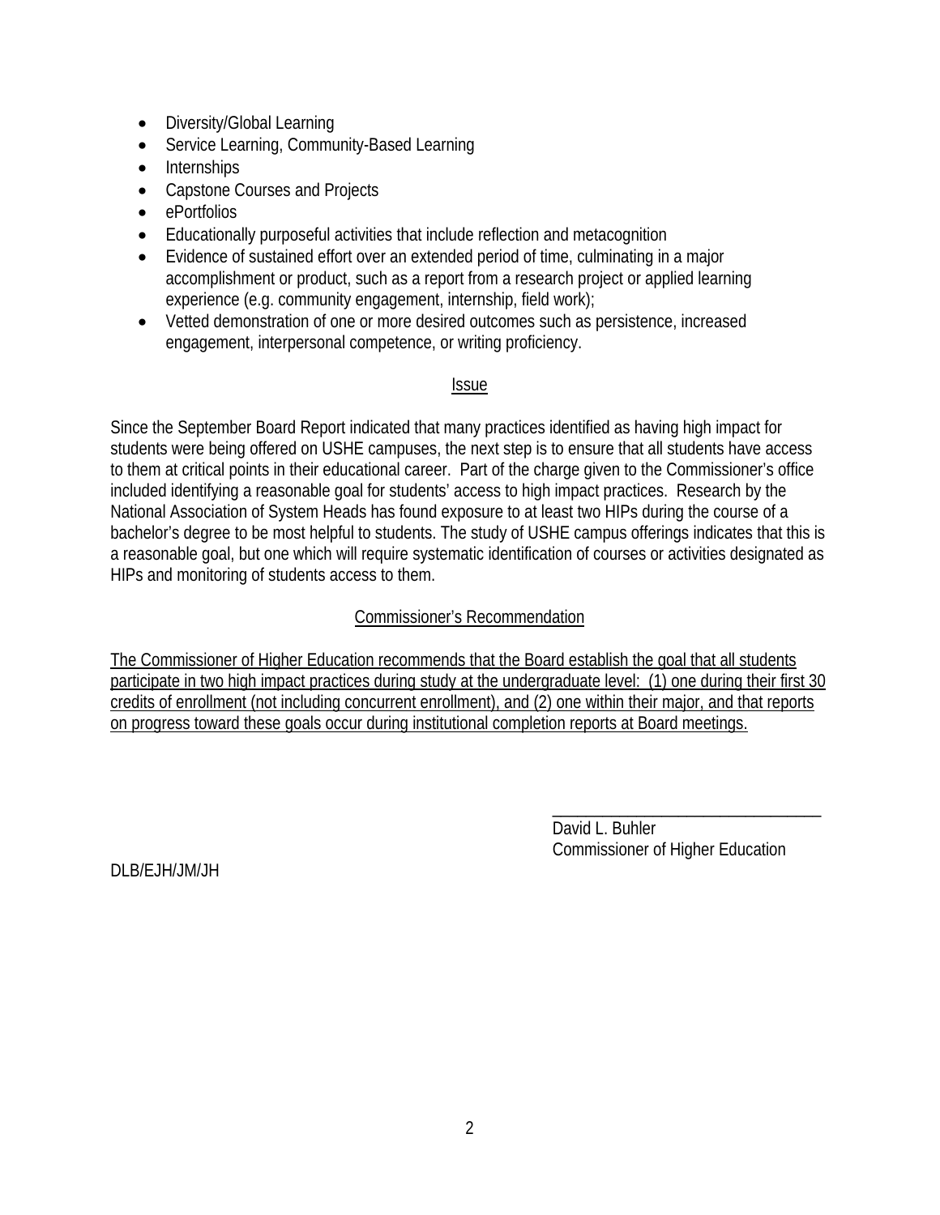- Diversity/Global Learning
- Service Learning, Community-Based Learning
- Internships
- Capstone Courses and Projects
- ePortfolios
- Educationally purposeful activities that include reflection and metacognition
- Evidence of sustained effort over an extended period of time, culminating in a major accomplishment or product, such as a report from a research project or applied learning experience (e.g. community engagement, internship, field work);
- Vetted demonstration of one or more desired outcomes such as persistence, increased engagement, interpersonal competence, or writing proficiency.

## Issue

Since the September Board Report indicated that many practices identified as having high impact for students were being offered on USHE campuses, the next step is to ensure that all students have access to them at critical points in their educational career. Part of the charge given to the Commissioner's office included identifying a reasonable goal for students' access to high impact practices. Research by the National Association of System Heads has found exposure to at least two HIPs during the course of a bachelor's degree to be most helpful to students. The study of USHE campus offerings indicates that this is a reasonable goal, but one which will require systematic identification of courses or activities designated as HIPs and monitoring of students access to them.

## Commissioner's Recommendation

The Commissioner of Higher Education recommends that the Board establish the goal that all students participate in two high impact practices during study at the undergraduate level: (1) one during their first 30 credits of enrollment (not including concurrent enrollment), and (2) one within their major, and that reports on progress toward these goals occur during institutional completion reports at Board meetings.

\_\_\_\_\_\_\_\_\_\_\_\_\_\_\_\_\_\_\_\_\_\_\_\_\_\_\_\_\_\_\_\_
David L. Buhler
Commissioner of Higher Education

DLB/EJH/JM/JH